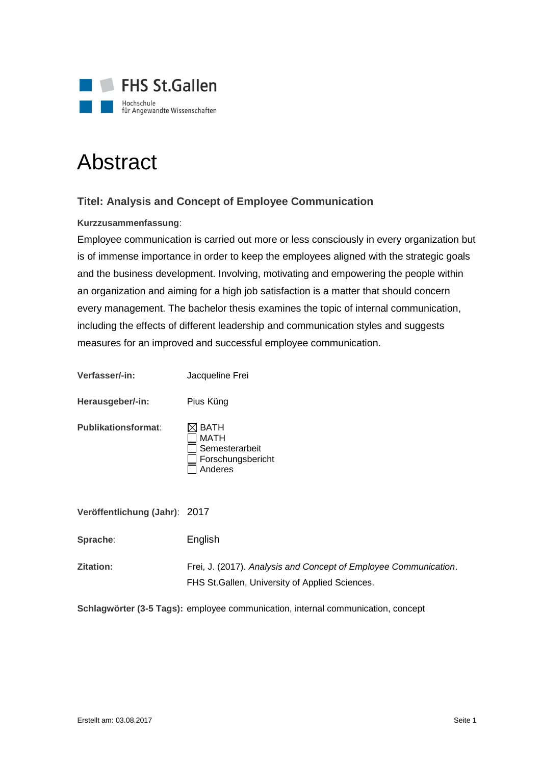FHS St.Gallen

Hochschule
für Angewandte Wissenschaften

# Abstract

### Titel: Analysis and Concept of Employee Communication

**Kurzzusammenfassung**:

Employee communication is carried out more or less consciously in every organization but is of immense importance in order to keep the employees aligned with the strategic goals and the business development. Involving, motivating and empowering the people within an organization and aiming for a high job satisfaction is a matter that should concern every management. The bachelor thesis examines the topic of internal communication, including the effects of different leadership and communication styles and suggests measures for an improved and successful employee communication.

**Verfasser/-in:** Jacqueline Frei

**Herausgeber/-in:** Pius Küng

**Publikationsformat**:

- ☒ BATH
- ☐ MATH
- ☐ Semesterarbeit
- ☐ Forschungsbericht
- ☐ Anderes

**Veröffentlichung (Jahr)**: 2017

**Sprache**: English

**Zitation:** Frei, J. (2017). *Analysis and Concept of Employee Communication*. FHS St.Gallen, University of Applied Sciences.

**Schlagwörter (3-5 Tags):** employee communication, internal communication, concept

Erstellt am: 03.08.2017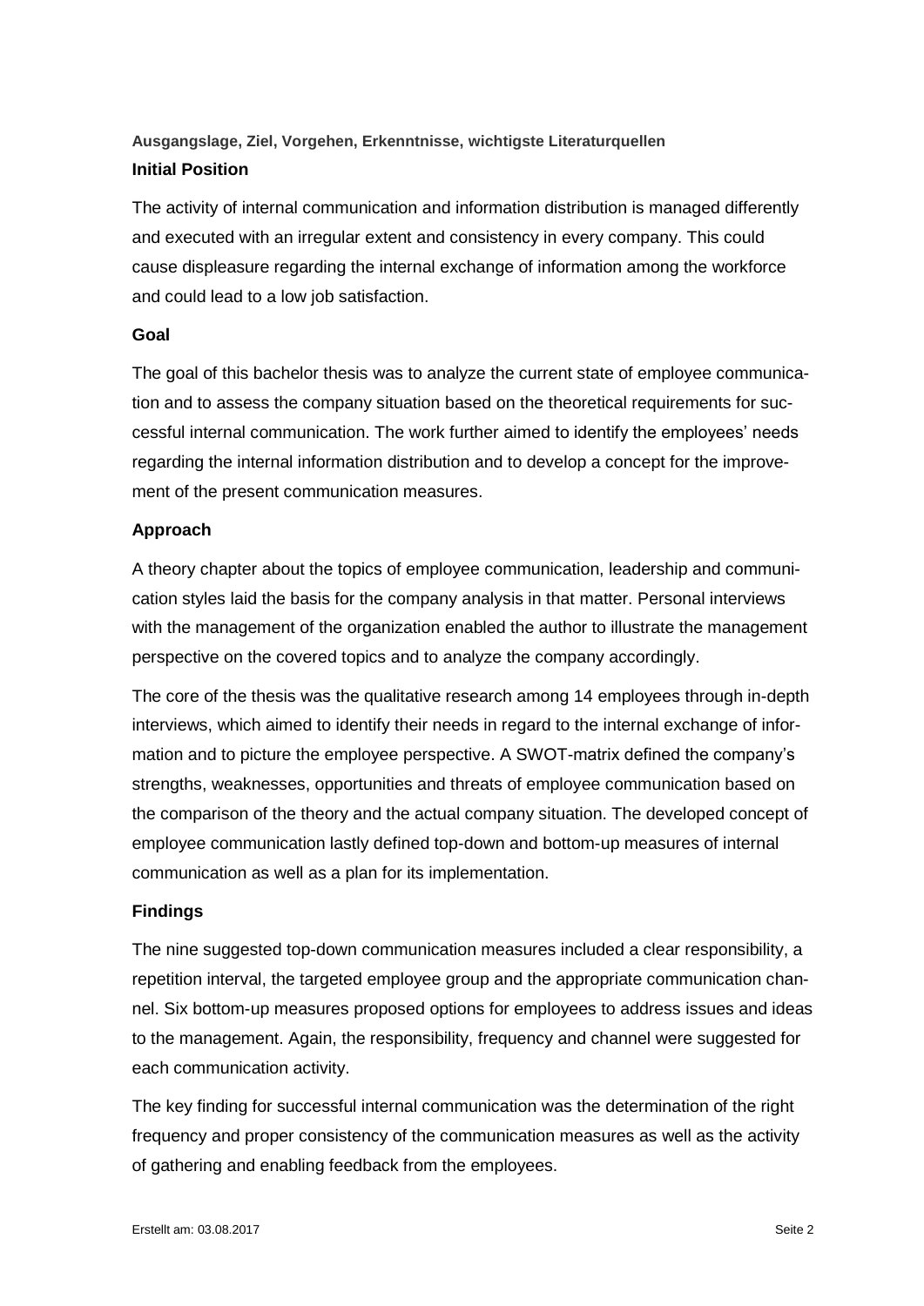**Ausgangslage, Ziel, Vorgehen, Erkenntnisse, wichtigste Literaturquellen**

### Initial Position

The activity of internal communication and information distribution is managed differently and executed with an irregular extent and consistency in every company. This could cause displeasure regarding the internal exchange of information among the workforce and could lead to a low job satisfaction.

### Goal

The goal of this bachelor thesis was to analyze the current state of employee communication and to assess the company situation based on the theoretical requirements for successful internal communication. The work further aimed to identify the employees' needs regarding the internal information distribution and to develop a concept for the improvement of the present communication measures.

### Approach

A theory chapter about the topics of employee communication, leadership and communication styles laid the basis for the company analysis in that matter. Personal interviews with the management of the organization enabled the author to illustrate the management perspective on the covered topics and to analyze the company accordingly.

The core of the thesis was the qualitative research among 14 employees through in-depth interviews, which aimed to identify their needs in regard to the internal exchange of information and to picture the employee perspective. A SWOT-matrix defined the company's strengths, weaknesses, opportunities and threats of employee communication based on the comparison of the theory and the actual company situation. The developed concept of employee communication lastly defined top-down and bottom-up measures of internal communication as well as a plan for its implementation.

### Findings

The nine suggested top-down communication measures included a clear responsibility, a repetition interval, the targeted employee group and the appropriate communication channel. Six bottom-up measures proposed options for employees to address issues and ideas to the management. Again, the responsibility, frequency and channel were suggested for each communication activity.

The key finding for successful internal communication was the determination of the right frequency and proper consistency of the communication measures as well as the activity of gathering and enabling feedback from the employees.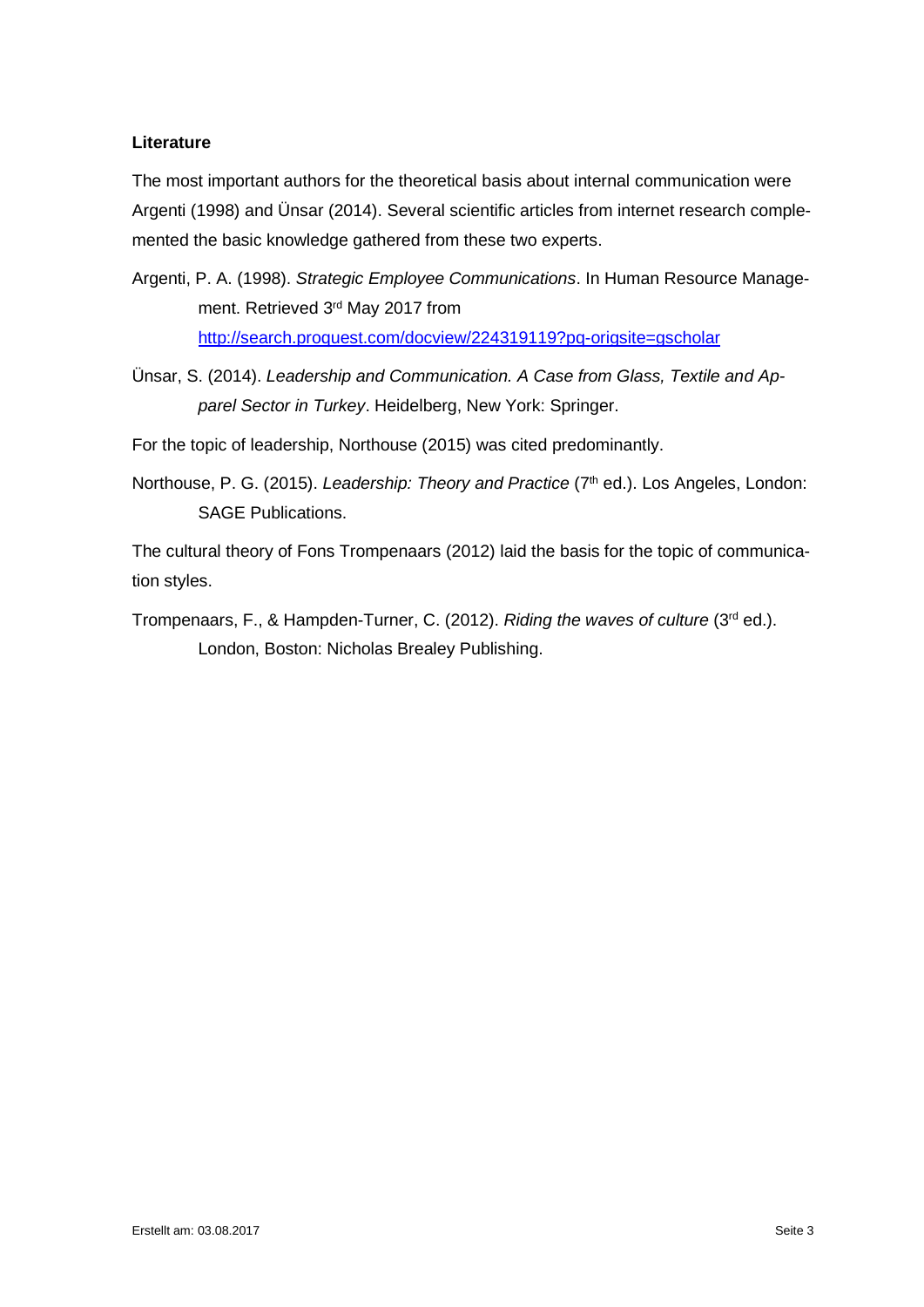**Literature**

The most important authors for the theoretical basis about internal communication were Argenti (1998) and Ünsar (2014). Several scientific articles from internet research complemented the basic knowledge gathered from these two experts.

Argenti, P. A. (1998). *Strategic Employee Communications*. In Human Resource Management. Retrieved 3rd May 2017 from http://search.proquest.com/docview/224319119?pq-origsite=gscholar

Ünsar, S. (2014). *Leadership and Communication. A Case from Glass, Textile and Apparel Sector in Turkey*. Heidelberg, New York: Springer.

For the topic of leadership, Northouse (2015) was cited predominantly.

Northouse, P. G. (2015). *Leadership: Theory and Practice* (7th ed.). Los Angeles, London: SAGE Publications.

The cultural theory of Fons Trompenaars (2012) laid the basis for the topic of communication styles.

Trompenaars, F., & Hampden-Turner, C. (2012). *Riding the waves of culture* (3rd ed.). London, Boston: Nicholas Brealey Publishing.